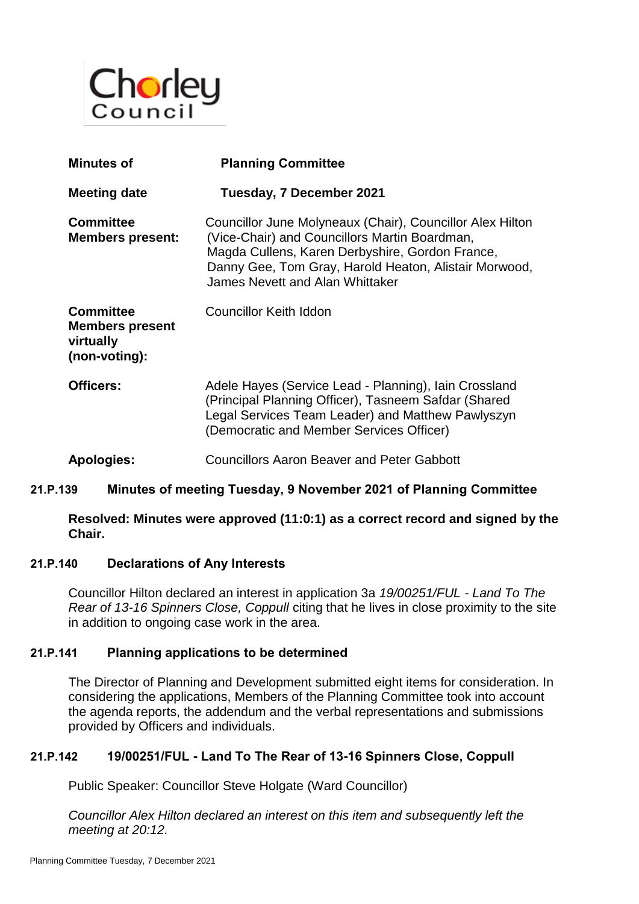Chorley Council

| | |
|---|---|
| **Minutes of** | **Planning Committee** |
| **Meeting date** | **Tuesday, 7 December 2021** |
| **Committee Members present:** | Councillor June Molyneaux (Chair), Councillor Alex Hilton (Vice-Chair) and Councillors Martin Boardman, Magda Cullens, Karen Derbyshire, Gordon France, Danny Gee, Tom Gray, Harold Heaton, Alistair Morwood, James Nevett and Alan Whittaker |
| **Committee Members present virtually (non-voting):** | Councillor Keith Iddon |
| **Officers:** | Adele Hayes (Service Lead - Planning), Iain Crossland (Principal Planning Officer), Tasneem Safdar (Shared Legal Services Team Leader) and Matthew Pawlyszyn (Democratic and Member Services Officer) |
| **Apologies:** | Councillors Aaron Beaver and Peter Gabbott |

## 21.P.139 Minutes of meeting Tuesday, 9 November 2021 of Planning Committee

**Resolved: Minutes were approved (11:0:1) as a correct record and signed by the Chair.**

## 21.P.140 Declarations of Any Interests

Councillor Hilton declared an interest in application 3a *19/00251/FUL - Land To The Rear of 13-16 Spinners Close, Coppull* citing that he lives in close proximity to the site in addition to ongoing case work in the area.

## 21.P.141 Planning applications to be determined

The Director of Planning and Development submitted eight items for consideration. In considering the applications, Members of the Planning Committee took into account the agenda reports, the addendum and the verbal representations and submissions provided by Officers and individuals.

## 21.P.142 19/00251/FUL - Land To The Rear of 13-16 Spinners Close, Coppull

Public Speaker: Councillor Steve Holgate (Ward Councillor)

*Councillor Alex Hilton declared an interest on this item and subsequently left the meeting at 20:12.*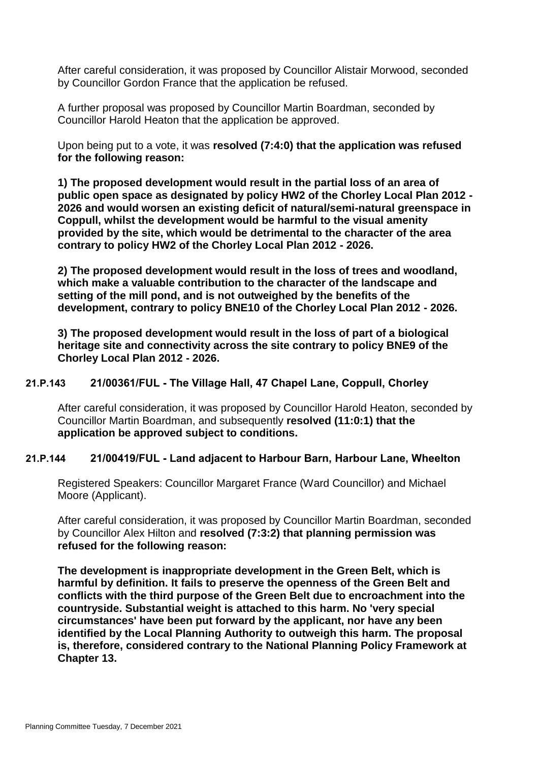After careful consideration, it was proposed by Councillor Alistair Morwood, seconded by Councillor Gordon France that the application be refused.

A further proposal was proposed by Councillor Martin Boardman, seconded by Councillor Harold Heaton that the application be approved.

Upon being put to a vote, it was **resolved (7:4:0) that the application was refused for the following reason:**

**1) The proposed development would result in the partial loss of an area of public open space as designated by policy HW2 of the Chorley Local Plan 2012 - 2026 and would worsen an existing deficit of natural/semi-natural greenspace in Coppull, whilst the development would be harmful to the visual amenity provided by the site, which would be detrimental to the character of the area contrary to policy HW2 of the Chorley Local Plan 2012 - 2026.**

**2) The proposed development would result in the loss of trees and woodland, which make a valuable contribution to the character of the landscape and setting of the mill pond, and is not outweighed by the benefits of the development, contrary to policy BNE10 of the Chorley Local Plan 2012 - 2026.**

**3) The proposed development would result in the loss of part of a biological heritage site and connectivity across the site contrary to policy BNE9 of the Chorley Local Plan 2012 - 2026.**

### 21.P.143 21/00361/FUL - The Village Hall, 47 Chapel Lane, Coppull, Chorley

After careful consideration, it was proposed by Councillor Harold Heaton, seconded by Councillor Martin Boardman, and subsequently **resolved (11:0:1) that the application be approved subject to conditions.**

### 21.P.144 21/00419/FUL - Land adjacent to Harbour Barn, Harbour Lane, Wheelton

Registered Speakers: Councillor Margaret France (Ward Councillor) and Michael Moore (Applicant).

After careful consideration, it was proposed by Councillor Martin Boardman, seconded by Councillor Alex Hilton and **resolved (7:3:2) that planning permission was refused for the following reason:**

**The development is inappropriate development in the Green Belt, which is harmful by definition. It fails to preserve the openness of the Green Belt and conflicts with the third purpose of the Green Belt due to encroachment into the countryside. Substantial weight is attached to this harm. No 'very special circumstances' have been put forward by the applicant, nor have any been identified by the Local Planning Authority to outweigh this harm. The proposal is, therefore, considered contrary to the National Planning Policy Framework at Chapter 13.**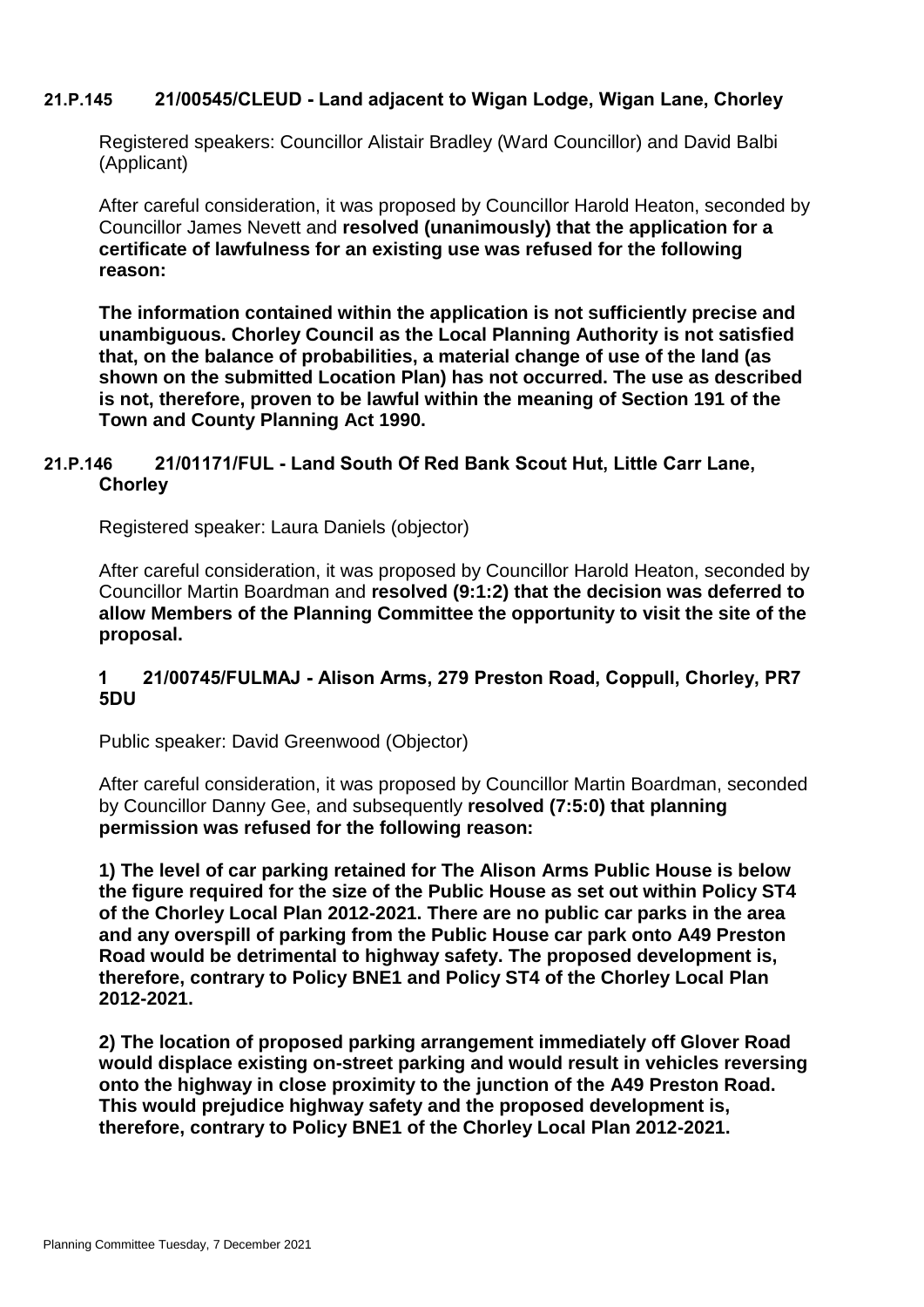### 21.P.145 21/00545/CLEUD - Land adjacent to Wigan Lodge, Wigan Lane, Chorley

Registered speakers: Councillor Alistair Bradley (Ward Councillor) and David Balbi (Applicant)

After careful consideration, it was proposed by Councillor Harold Heaton, seconded by Councillor James Nevett and **resolved (unanimously) that the application for a certificate of lawfulness for an existing use was refused for the following reason:**

**The information contained within the application is not sufficiently precise and unambiguous. Chorley Council as the Local Planning Authority is not satisfied that, on the balance of probabilities, a material change of use of the land (as shown on the submitted Location Plan) has not occurred. The use as described is not, therefore, proven to be lawful within the meaning of Section 191 of the Town and County Planning Act 1990.**

### 21.P.146 21/01171/FUL - Land South Of Red Bank Scout Hut, Little Carr Lane, Chorley

Registered speaker: Laura Daniels (objector)

After careful consideration, it was proposed by Councillor Harold Heaton, seconded by Councillor Martin Boardman and **resolved (9:1:2) that the decision was deferred to allow Members of the Planning Committee the opportunity to visit the site of the proposal.**

### 1 21/00745/FULMAJ - Alison Arms, 279 Preston Road, Coppull, Chorley, PR7 5DU

Public speaker: David Greenwood (Objector)

After careful consideration, it was proposed by Councillor Martin Boardman, seconded by Councillor Danny Gee, and subsequently **resolved (7:5:0) that planning permission was refused for the following reason:**

**1) The level of car parking retained for The Alison Arms Public House is below the figure required for the size of the Public House as set out within Policy ST4 of the Chorley Local Plan 2012-2021. There are no public car parks in the area and any overspill of parking from the Public House car park onto A49 Preston Road would be detrimental to highway safety. The proposed development is, therefore, contrary to Policy BNE1 and Policy ST4 of the Chorley Local Plan 2012-2021.**

**2) The location of proposed parking arrangement immediately off Glover Road would displace existing on-street parking and would result in vehicles reversing onto the highway in close proximity to the junction of the A49 Preston Road. This would prejudice highway safety and the proposed development is, therefore, contrary to Policy BNE1 of the Chorley Local Plan 2012-2021.**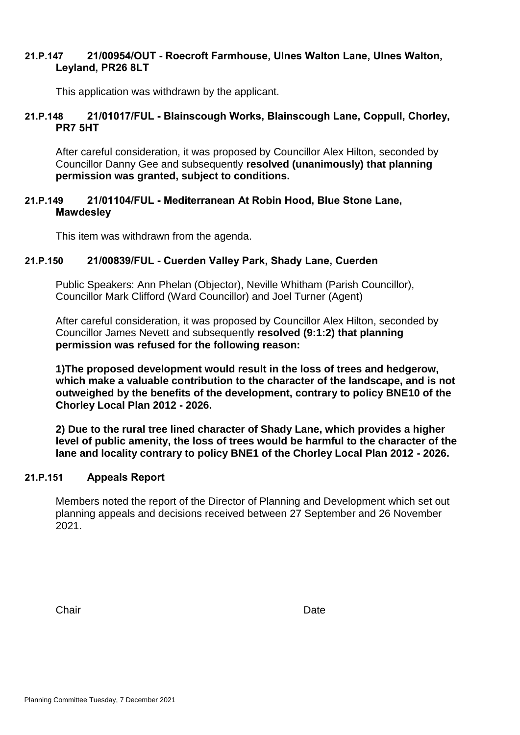## 21.P.147 21/00954/OUT - Roecroft Farmhouse, Ulnes Walton Lane, Ulnes Walton, Leyland, PR26 8LT

This application was withdrawn by the applicant.

## 21.P.148 21/01017/FUL - Blainscough Works, Blainscough Lane, Coppull, Chorley, PR7 5HT

After careful consideration, it was proposed by Councillor Alex Hilton, seconded by Councillor Danny Gee and subsequently **resolved (unanimously) that planning permission was granted, subject to conditions.**

## 21.P.149 21/01104/FUL - Mediterranean At Robin Hood, Blue Stone Lane, Mawdesley

This item was withdrawn from the agenda.

## 21.P.150 21/00839/FUL - Cuerden Valley Park, Shady Lane, Cuerden

Public Speakers: Ann Phelan (Objector), Neville Whitham (Parish Councillor), Councillor Mark Clifford (Ward Councillor) and Joel Turner (Agent)

After careful consideration, it was proposed by Councillor Alex Hilton, seconded by Councillor James Nevett and subsequently **resolved (9:1:2) that planning permission was refused for the following reason:**

**1)The proposed development would result in the loss of trees and hedgerow, which make a valuable contribution to the character of the landscape, and is not outweighed by the benefits of the development, contrary to policy BNE10 of the Chorley Local Plan 2012 - 2026.**

**2) Due to the rural tree lined character of Shady Lane, which provides a higher level of public amenity, the loss of trees would be harmful to the character of the lane and locality contrary to policy BNE1 of the Chorley Local Plan 2012 - 2026.**

## 21.P.151 Appeals Report

Members noted the report of the Director of Planning and Development which set out planning appeals and decisions received between 27 September and 26 November 2021.

Chair                                                                 Date